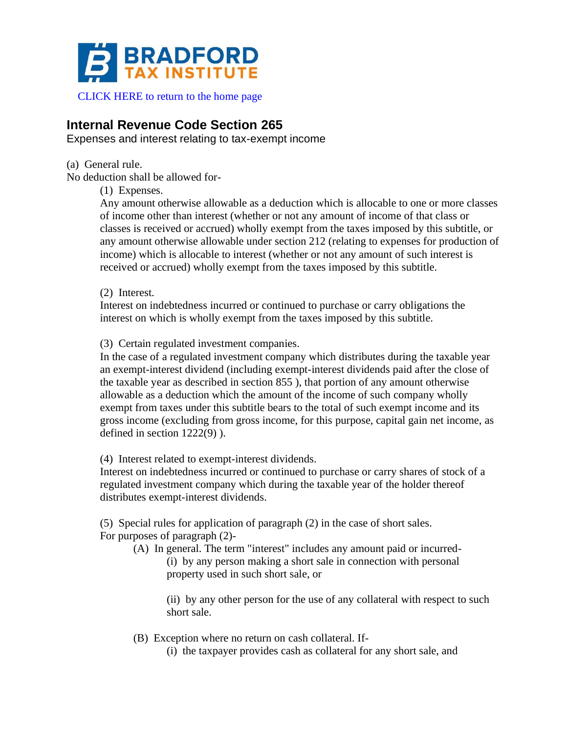BRADFORD TAX INSTITUTE

CLICK HERE to return to the home page

## Internal Revenue Code Section 265

Expenses and interest relating to tax-exempt income

(a) General rule.

No deduction shall be allowed for-

(1) Expenses.

Any amount otherwise allowable as a deduction which is allocable to one or more classes of income other than interest (whether or not any amount of income of that class or classes is received or accrued) wholly exempt from the taxes imposed by this subtitle, or any amount otherwise allowable under section 212 (relating to expenses for production of income) which is allocable to interest (whether or not any amount of such interest is received or accrued) wholly exempt from the taxes imposed by this subtitle.

(2) Interest.

Interest on indebtedness incurred or continued to purchase or carry obligations the interest on which is wholly exempt from the taxes imposed by this subtitle.

(3) Certain regulated investment companies.

In the case of a regulated investment company which distributes during the taxable year an exempt-interest dividend (including exempt-interest dividends paid after the close of the taxable year as described in section 855 ), that portion of any amount otherwise allowable as a deduction which the amount of the income of such company wholly exempt from taxes under this subtitle bears to the total of such exempt income and its gross income (excluding from gross income, for this purpose, capital gain net income, as defined in section 1222(9) ).

(4) Interest related to exempt-interest dividends.

Interest on indebtedness incurred or continued to purchase or carry shares of stock of a regulated investment company which during the taxable year of the holder thereof distributes exempt-interest dividends.

(5) Special rules for application of paragraph (2) in the case of short sales.

For purposes of paragraph (2)-

(A) In general. The term "interest" includes any amount paid or incurred-

(i) by any person making a short sale in connection with personal property used in such short sale, or

(ii) by any other person for the use of any collateral with respect to such short sale.

(B) Exception where no return on cash collateral. If-

(i) the taxpayer provides cash as collateral for any short sale, and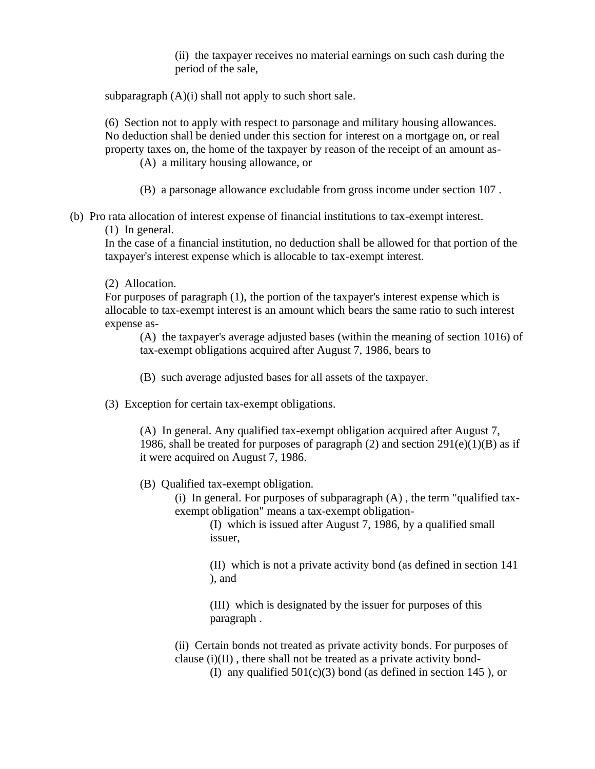(ii) the taxpayer receives no material earnings on such cash during the period of the sale,

subparagraph (A)(i) shall not apply to such short sale.

(6) Section not to apply with respect to parsonage and military housing allowances. No deduction shall be denied under this section for interest on a mortgage on, or real property taxes on, the home of the taxpayer by reason of the receipt of an amount as-

(A) a military housing allowance, or

(B) a parsonage allowance excludable from gross income under section 107 .

(b) Pro rata allocation of interest expense of financial institutions to tax-exempt interest.

(1) In general.
In the case of a financial institution, no deduction shall be allowed for that portion of the taxpayer's interest expense which is allocable to tax-exempt interest.

(2) Allocation.
For purposes of paragraph (1), the portion of the taxpayer's interest expense which is allocable to tax-exempt interest is an amount which bears the same ratio to such interest expense as-

(A) the taxpayer's average adjusted bases (within the meaning of section 1016) of tax-exempt obligations acquired after August 7, 1986, bears to

(B) such average adjusted bases for all assets of the taxpayer.

(3) Exception for certain tax-exempt obligations.

(A) In general. Any qualified tax-exempt obligation acquired after August 7, 1986, shall be treated for purposes of paragraph (2) and section 291(e)(1)(B) as if it were acquired on August 7, 1986.

(B) Qualified tax-exempt obligation.

(i) In general. For purposes of subparagraph (A) , the term "qualified tax-exempt obligation" means a tax-exempt obligation-

(I) which is issued after August 7, 1986, by a qualified small issuer,

(II) which is not a private activity bond (as defined in section 141 ), and

(III) which is designated by the issuer for purposes of this paragraph .

(ii) Certain bonds not treated as private activity bonds. For purposes of clause (i)(II) , there shall not be treated as a private activity bond-

(I) any qualified 501(c)(3) bond (as defined in section 145 ), or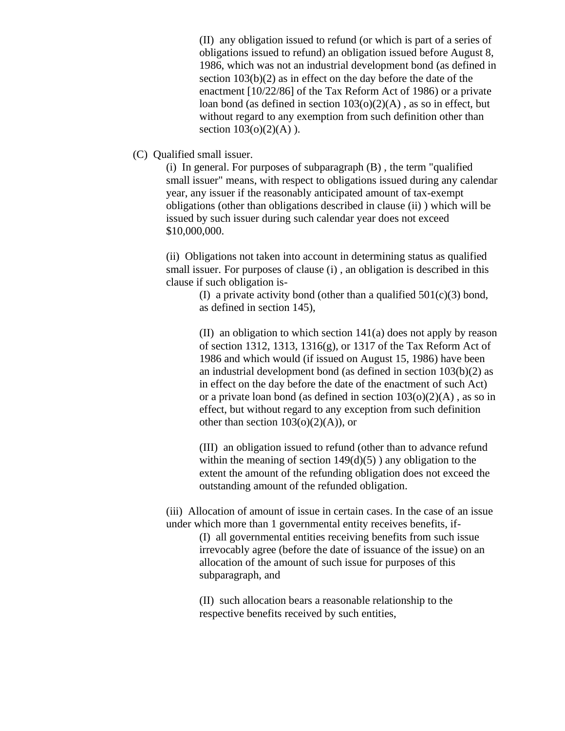(II) any obligation issued to refund (or which is part of a series of obligations issued to refund) an obligation issued before August 8, 1986, which was not an industrial development bond (as defined in section 103(b)(2) as in effect on the day before the date of the enactment [10/22/86] of the Tax Reform Act of 1986) or a private loan bond (as defined in section 103(o)(2)(A) , as so in effect, but without regard to any exemption from such definition other than section 103(o)(2)(A) ).

(C) Qualified small issuer.

(i) In general. For purposes of subparagraph (B) , the term "qualified small issuer" means, with respect to obligations issued during any calendar year, any issuer if the reasonably anticipated amount of tax-exempt obligations (other than obligations described in clause (ii) ) which will be issued by such issuer during such calendar year does not exceed $10,000,000.

(ii) Obligations not taken into account in determining status as qualified small issuer. For purposes of clause (i) , an obligation is described in this clause if such obligation is-

(I) a private activity bond (other than a qualified 501(c)(3) bond, as defined in section 145),

(II) an obligation to which section 141(a) does not apply by reason of section 1312, 1313, 1316(g), or 1317 of the Tax Reform Act of 1986 and which would (if issued on August 15, 1986) have been an industrial development bond (as defined in section 103(b)(2) as in effect on the day before the date of the enactment of such Act) or a private loan bond (as defined in section 103(o)(2)(A) , as so in effect, but without regard to any exception from such definition other than section 103(o)(2)(A)), or

(III) an obligation issued to refund (other than to advance refund within the meaning of section 149(d)(5) ) any obligation to the extent the amount of the refunding obligation does not exceed the outstanding amount of the refunded obligation.

(iii) Allocation of amount of issue in certain cases. In the case of an issue under which more than 1 governmental entity receives benefits, if-

(I) all governmental entities receiving benefits from such issue irrevocably agree (before the date of issuance of the issue) on an allocation of the amount of such issue for purposes of this subparagraph, and

(II) such allocation bears a reasonable relationship to the respective benefits received by such entities,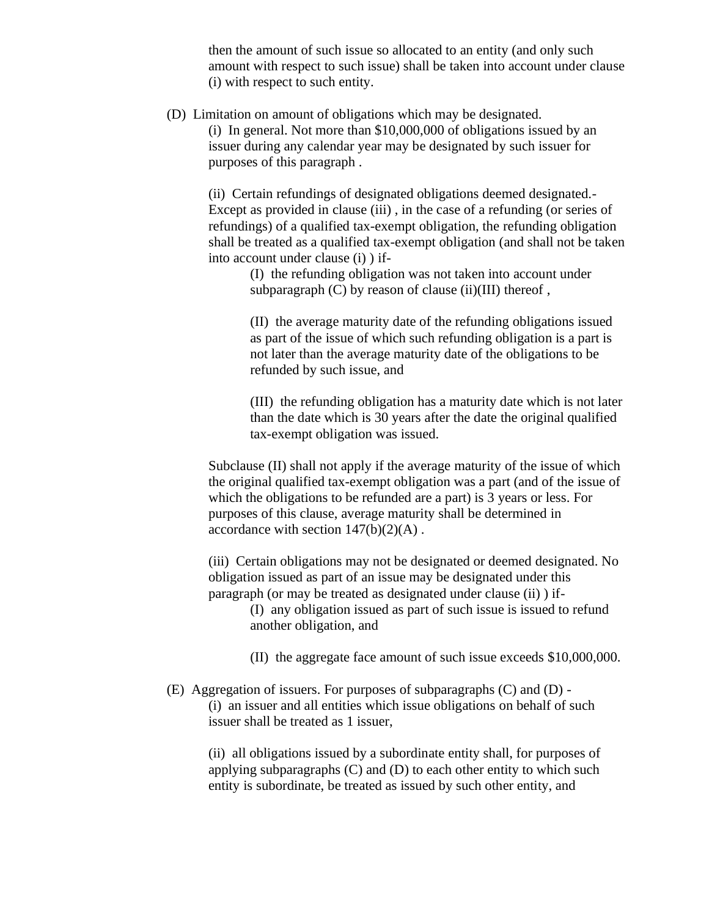then the amount of such issue so allocated to an entity (and only such amount with respect to such issue) shall be taken into account under clause (i) with respect to such entity.

(D) Limitation on amount of obligations which may be designated.

(i) In general. Not more than $10,000,000 of obligations issued by an issuer during any calendar year may be designated by such issuer for purposes of this paragraph .

(ii) Certain refundings of designated obligations deemed designated.- Except as provided in clause (iii) , in the case of a refunding (or series of refundings) of a qualified tax-exempt obligation, the refunding obligation shall be treated as a qualified tax-exempt obligation (and shall not be taken into account under clause (i) ) if-

(I) the refunding obligation was not taken into account under subparagraph (C) by reason of clause (ii)(III) thereof ,

(II) the average maturity date of the refunding obligations issued as part of the issue of which such refunding obligation is a part is not later than the average maturity date of the obligations to be refunded by such issue, and

(III) the refunding obligation has a maturity date which is not later than the date which is 30 years after the date the original qualified tax-exempt obligation was issued.

Subclause (II) shall not apply if the average maturity of the issue of which the original qualified tax-exempt obligation was a part (and of the issue of which the obligations to be refunded are a part) is 3 years or less. For purposes of this clause, average maturity shall be determined in accordance with section 147(b)(2)(A) .

(iii) Certain obligations may not be designated or deemed designated. No obligation issued as part of an issue may be designated under this paragraph (or may be treated as designated under clause (ii) ) if-

(I) any obligation issued as part of such issue is issued to refund another obligation, and

(II) the aggregate face amount of such issue exceeds $10,000,000.

(E) Aggregation of issuers. For purposes of subparagraphs (C) and (D) -

(i) an issuer and all entities which issue obligations on behalf of such issuer shall be treated as 1 issuer,

(ii) all obligations issued by a subordinate entity shall, for purposes of applying subparagraphs (C) and (D) to each other entity to which such entity is subordinate, be treated as issued by such other entity, and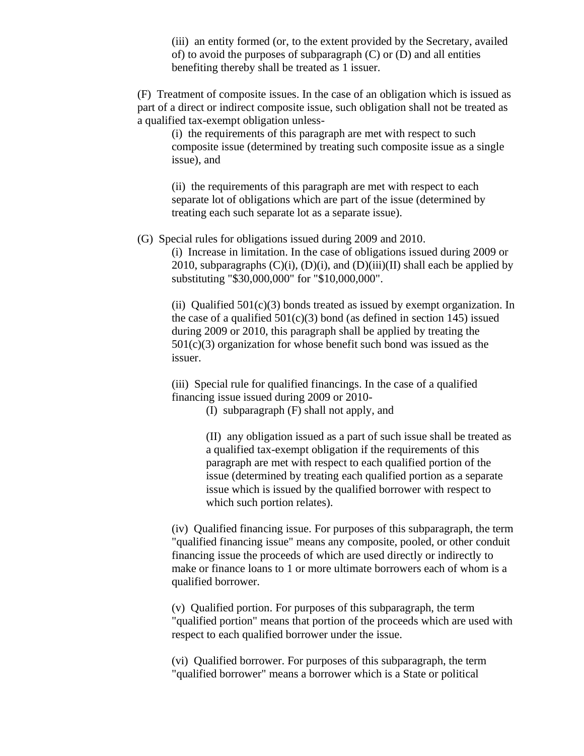(iii) an entity formed (or, to the extent provided by the Secretary, availed of) to avoid the purposes of subparagraph (C) or (D) and all entities benefiting thereby shall be treated as 1 issuer.

(F) Treatment of composite issues. In the case of an obligation which is issued as part of a direct or indirect composite issue, such obligation shall not be treated as a qualified tax-exempt obligation unless-

(i) the requirements of this paragraph are met with respect to such composite issue (determined by treating such composite issue as a single issue), and

(ii) the requirements of this paragraph are met with respect to each separate lot of obligations which are part of the issue (determined by treating each such separate lot as a separate issue).

(G) Special rules for obligations issued during 2009 and 2010.

(i) Increase in limitation. In the case of obligations issued during 2009 or 2010, subparagraphs (C)(i), (D)(i), and (D)(iii)(II) shall each be applied by substituting "$30,000,000" for "$10,000,000".

(ii) Qualified 501(c)(3) bonds treated as issued by exempt organization. In the case of a qualified 501(c)(3) bond (as defined in section 145) issued during 2009 or 2010, this paragraph shall be applied by treating the 501(c)(3) organization for whose benefit such bond was issued as the issuer.

(iii) Special rule for qualified financings. In the case of a qualified financing issue issued during 2009 or 2010-

(I) subparagraph (F) shall not apply, and

(II) any obligation issued as a part of such issue shall be treated as a qualified tax-exempt obligation if the requirements of this paragraph are met with respect to each qualified portion of the issue (determined by treating each qualified portion as a separate issue which is issued by the qualified borrower with respect to which such portion relates).

(iv) Qualified financing issue. For purposes of this subparagraph, the term "qualified financing issue" means any composite, pooled, or other conduit financing issue the proceeds of which are used directly or indirectly to make or finance loans to 1 or more ultimate borrowers each of whom is a qualified borrower.

(v) Qualified portion. For purposes of this subparagraph, the term "qualified portion" means that portion of the proceeds which are used with respect to each qualified borrower under the issue.

(vi) Qualified borrower. For purposes of this subparagraph, the term "qualified borrower" means a borrower which is a State or political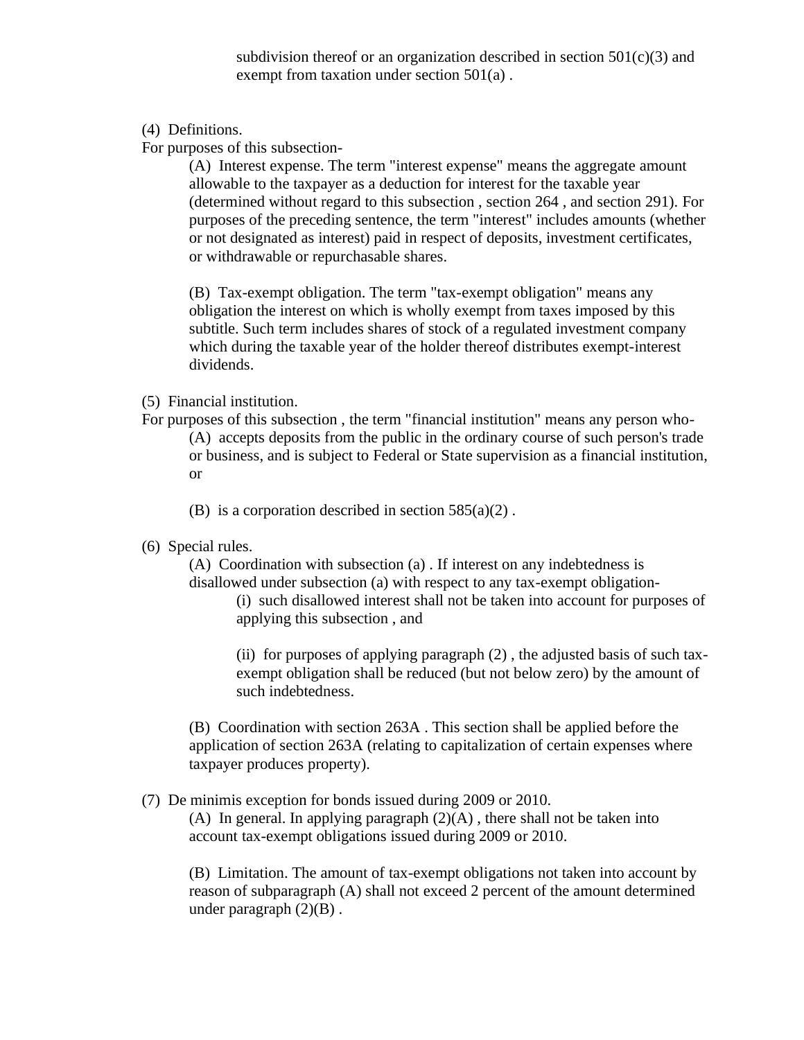subdivision thereof or an organization described in section 501(c)(3) and exempt from taxation under section 501(a) .

(4) Definitions.

For purposes of this subsection-

(A) Interest expense. The term "interest expense" means the aggregate amount allowable to the taxpayer as a deduction for interest for the taxable year (determined without regard to this subsection , section 264 , and section 291). For purposes of the preceding sentence, the term "interest" includes amounts (whether or not designated as interest) paid in respect of deposits, investment certificates, or withdrawable or repurchasable shares.

(B) Tax-exempt obligation. The term "tax-exempt obligation" means any obligation the interest on which is wholly exempt from taxes imposed by this subtitle. Such term includes shares of stock of a regulated investment company which during the taxable year of the holder thereof distributes exempt-interest dividends.

(5) Financial institution.

For purposes of this subsection , the term "financial institution" means any person who-

(A) accepts deposits from the public in the ordinary course of such person's trade or business, and is subject to Federal or State supervision as a financial institution, or

(B) is a corporation described in section 585(a)(2) .

(6) Special rules.

(A) Coordination with subsection (a) . If interest on any indebtedness is disallowed under subsection (a) with respect to any tax-exempt obligation-

(i) such disallowed interest shall not be taken into account for purposes of applying this subsection , and

(ii) for purposes of applying paragraph (2) , the adjusted basis of such tax-exempt obligation shall be reduced (but not below zero) by the amount of such indebtedness.

(B) Coordination with section 263A . This section shall be applied before the application of section 263A (relating to capitalization of certain expenses where taxpayer produces property).

(7) De minimis exception for bonds issued during 2009 or 2010.

(A) In general. In applying paragraph (2)(A) , there shall not be taken into account tax-exempt obligations issued during 2009 or 2010.

(B) Limitation. The amount of tax-exempt obligations not taken into account by reason of subparagraph (A) shall not exceed 2 percent of the amount determined under paragraph (2)(B) .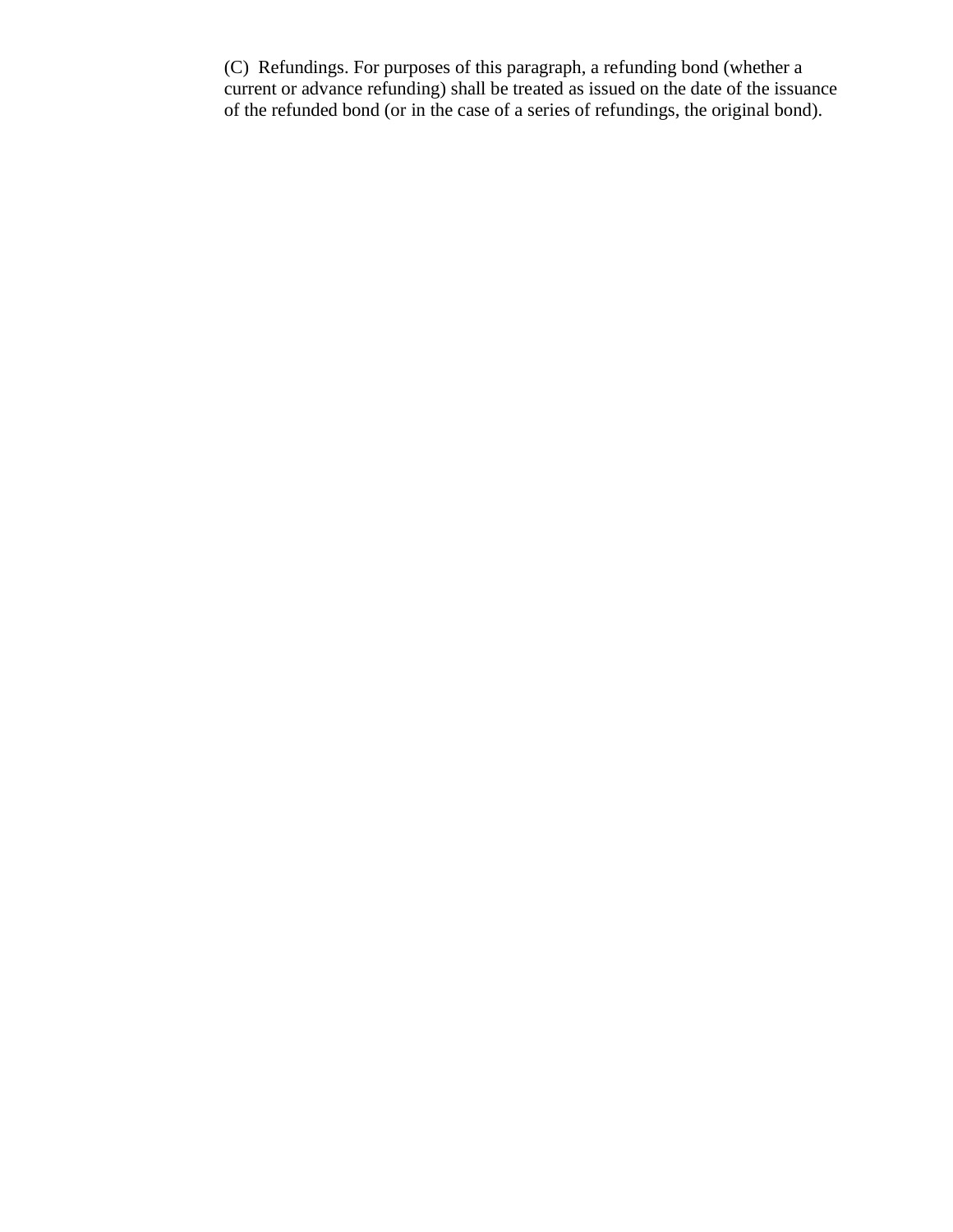(C) Refundings. For purposes of this paragraph, a refunding bond (whether a current or advance refunding) shall be treated as issued on the date of the issuance of the refunded bond (or in the case of a series of refundings, the original bond).